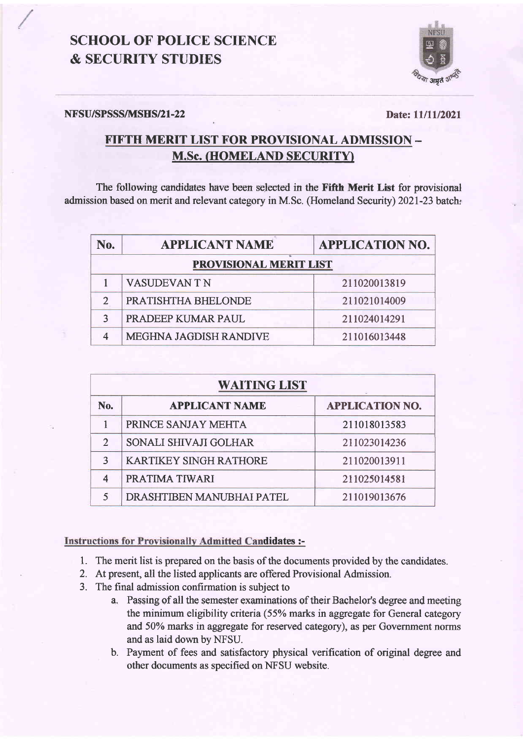# SCHOOL OF POLICE SCIENCE & SECURITY STUDIES

**NFSU/SPSSS/MSHS/21-22** **Date: 11/11/2021**

## FIFTH MERIT LIST FOR PROVISIONAL ADMISSION – M.Sc. (HOMELAND SECURITY)

The following candidates have been selected in the **Fifth Merit List** for provisional admission based on merit and relevant category in M.Sc. (Homeland Security) 2021-23 batch:

| No. | APPLICANT NAME | APPLICATION NO. |
|---|---|---|
| **PROVISIONAL MERIT LIST** | | |
| 1 | VASUDEVAN T N | 211020013819 |
| 2 | PRATISHTHA BHELONDE | 211021014009 |
| 3 | PRADEEP KUMAR PAUL | 211024014291 |
| 4 | MEGHNA JAGDISH RANDIVE | 211016013448 |

| **WAITING LIST** | | |
|---|---|---|
| **No.** | **APPLICANT NAME** | **APPLICATION NO.** |
| 1 | PRINCE SANJAY MEHTA | 211018013583 |
| 2 | SONALI SHIVAJI GOLHAR | 211023014236 |
| 3 | KARTIKEY SINGH RATHORE | 211020013911 |
| 4 | PRATIMA TIWARI | 211025014581 |
| 5 | DRASHTIBEN MANUBHAI PATEL | 211019013676 |

**Instructions for Provisionally Admitted Candidates :-**

1. The merit list is prepared on the basis of the documents provided by the candidates.
2. At present, all the listed applicants are offered Provisional Admission.
3. The final admission confirmation is subject to
   a. Passing of all the semester examinations of their Bachelor's degree and meeting the minimum eligibility criteria (55% marks in aggregate for General category and 50% marks in aggregate for reserved category), as per Government norms and as laid down by NFSU.
   b. Payment of fees and satisfactory physical verification of original degree and other documents as specified on NFSU website.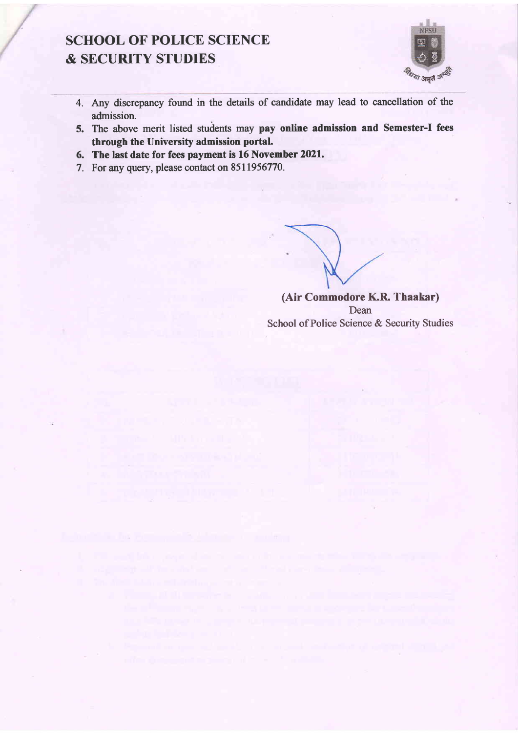4. Any discrepancy found in the details of candidate may lead to cancellation of the admission.
5. The above merit listed students may **pay online admission and Semester-I fees through the University admission portal.**
6. **The last date for fees payment is 16 November 2021.**
7. For any query, please contact on 8511956770.

**(Air Commodore K.R. Thaakar)**
Dean
School of Police Science & Security Studies